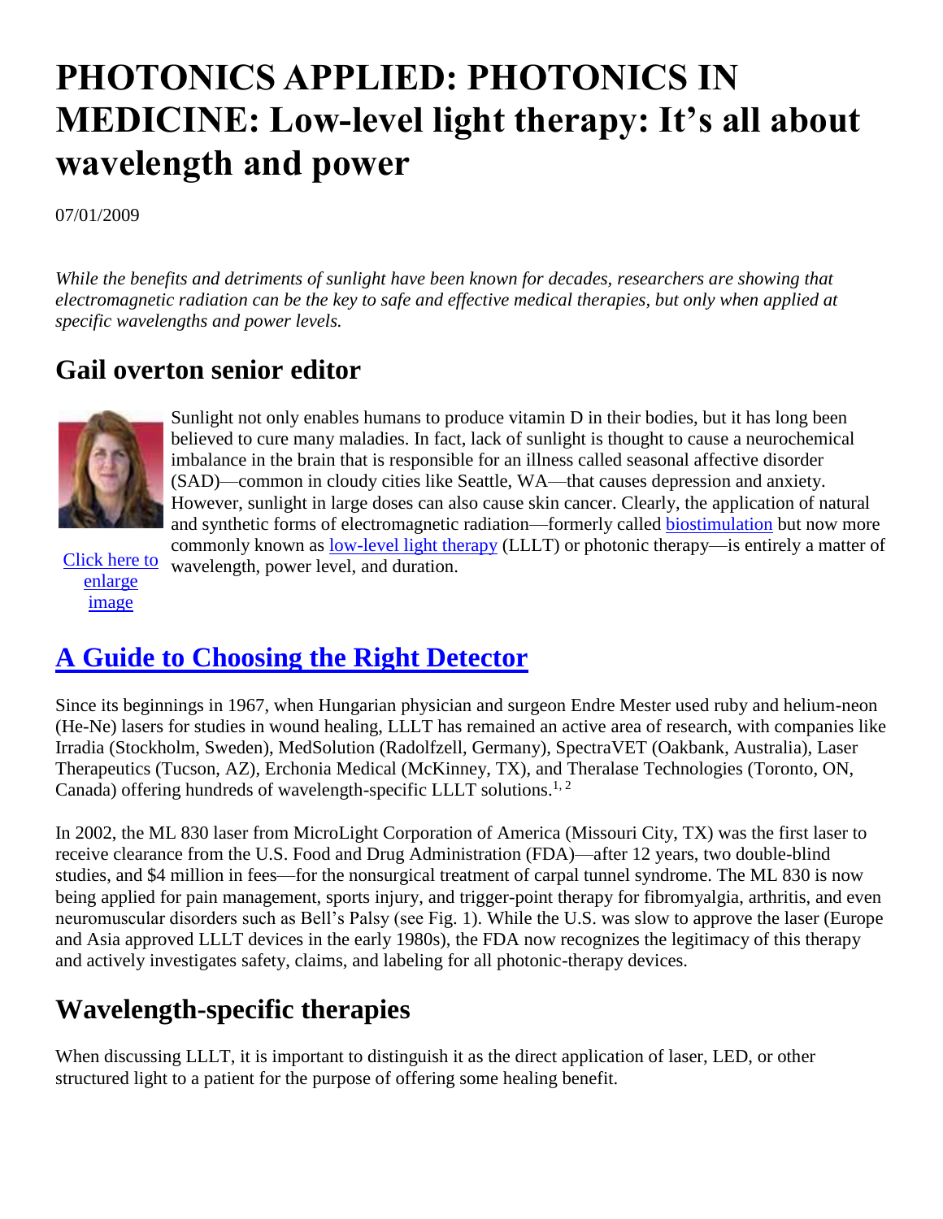# PHOTONICS APPLIED: PHOTONICS IN MEDICINE: Low-level light therapy: It's all about wavelength and power

07/01/2009

*While the benefits and detriments of sunlight have been known for decades, researchers are showing that electromagnetic radiation can be the key to safe and effective medical therapies, but only when applied at specific wavelengths and power levels.*

## Gail overton senior editor

Click here to enlarge image

Sunlight not only enables humans to produce vitamin D in their bodies, but it has long been believed to cure many maladies. In fact, lack of sunlight is thought to cause a neurochemical imbalance in the brain that is responsible for an illness called seasonal affective disorder (SAD)—common in cloudy cities like Seattle, WA—that causes depression and anxiety. However, sunlight in large doses can also cause skin cancer. Clearly, the application of natural and synthetic forms of electromagnetic radiation—formerly called biostimulation but now more commonly known as low-level light therapy (LLLT) or photonic therapy—is entirely a matter of wavelength, power level, and duration.

## A Guide to Choosing the Right Detector

Since its beginnings in 1967, when Hungarian physician and surgeon Endre Mester used ruby and helium-neon (He-Ne) lasers for studies in wound healing, LLLT has remained an active area of research, with companies like Irradia (Stockholm, Sweden), MedSolution (Radolfzell, Germany), SpectraVET (Oakbank, Australia), Laser Therapeutics (Tucson, AZ), Erchonia Medical (McKinney, TX), and Theralase Technologies (Toronto, ON, Canada) offering hundreds of wavelength-specific LLLT solutions.[1, 2]

In 2002, the ML 830 laser from MicroLight Corporation of America (Missouri City, TX) was the first laser to receive clearance from the U.S. Food and Drug Administration (FDA)—after 12 years, two double-blind studies, and $4 million in fees—for the nonsurgical treatment of carpal tunnel syndrome. The ML 830 is now being applied for pain management, sports injury, and trigger-point therapy for fibromyalgia, arthritis, and even neuromuscular disorders such as Bell's Palsy (see Fig. 1). While the U.S. was slow to approve the laser (Europe and Asia approved LLLT devices in the early 1980s), the FDA now recognizes the legitimacy of this therapy and actively investigates safety, claims, and labeling for all photonic-therapy devices.

## Wavelength-specific therapies

When discussing LLLT, it is important to distinguish it as the direct application of laser, LED, or other structured light to a patient for the purpose of offering some healing benefit.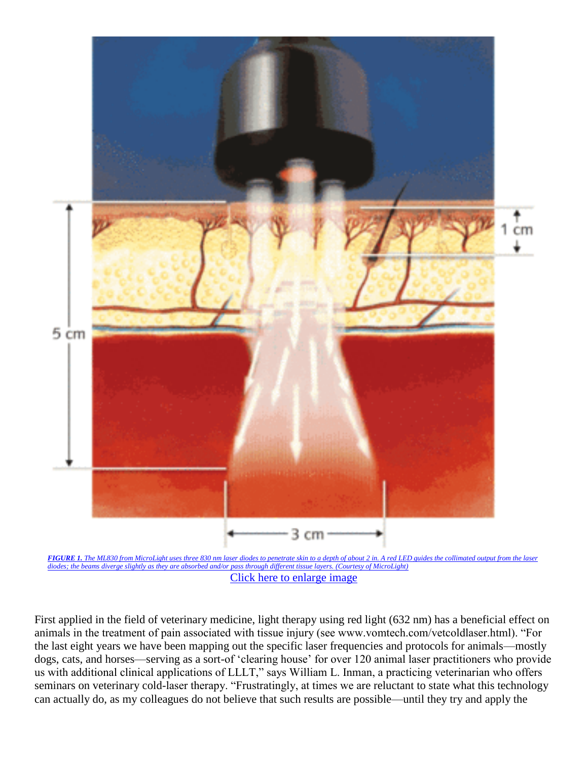*FIGURE 1. The ML830 from MicroLight uses three 830 nm laser diodes to penetrate skin to a depth of about 2 in. A red LED guides the collimated output from the laser diodes; the beams diverge slightly as they are absorbed and/or pass through different tissue layers. (Courtesy of MicroLight)*

Click here to enlarge image

First applied in the field of veterinary medicine, light therapy using red light (632 nm) has a beneficial effect on animals in the treatment of pain associated with tissue injury (see www.vomtech.com/vetcoldlaser.html). "For the last eight years we have been mapping out the specific laser frequencies and protocols for animals—mostly dogs, cats, and horses—serving as a sort-of 'clearing house' for over 120 animal laser practitioners who provide us with additional clinical applications of LLLT," says William L. Inman, a practicing veterinarian who offers seminars on veterinary cold-laser therapy. "Frustratingly, at times we are reluctant to state what this technology can actually do, as my colleagues do not believe that such results are possible—until they try and apply the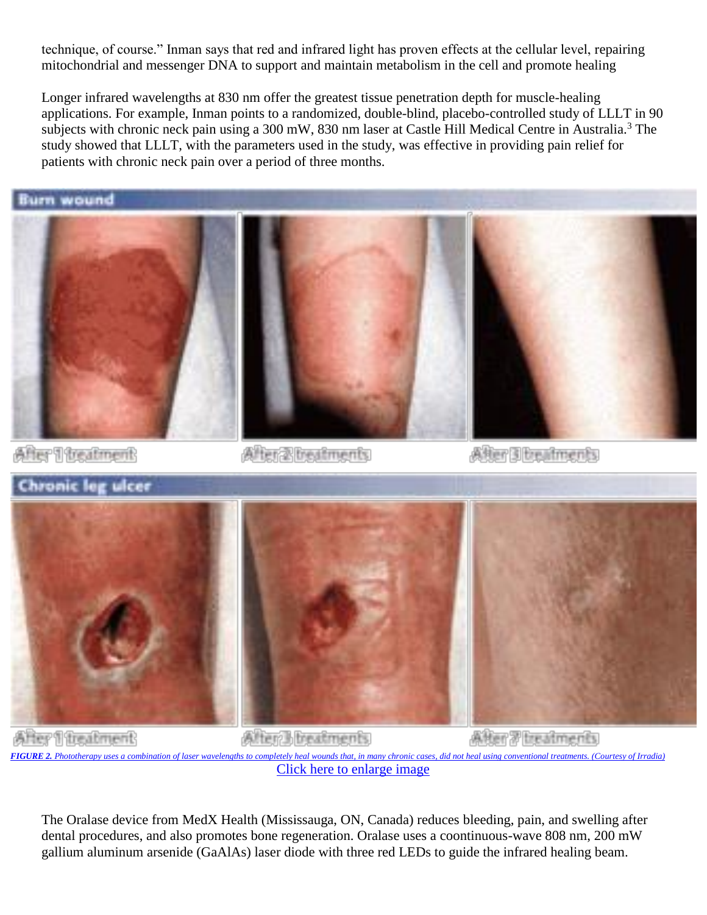technique, of course." Inman says that red and infrared light has proven effects at the cellular level, repairing mitochondrial and messenger DNA to support and maintain metabolism in the cell and promote healing

Longer infrared wavelengths at 830 nm offer the greatest tissue penetration depth for muscle-healing applications. For example, Inman points to a randomized, double-blind, placebo-controlled study of LLLT in 90 subjects with chronic neck pain using a 300 mW, 830 nm laser at Castle Hill Medical Centre in Australia.[3] The study showed that LLLT, with the parameters used in the study, was effective in providing pain relief for patients with chronic neck pain over a period of three months.

*FIGURE 2. Phototherapy uses a combination of laser wavelengths to completely heal wounds that, in many chronic cases, did not heal using conventional treatments. (Courtesy of Irradia)*

Click here to enlarge image

The Oralase device from MedX Health (Mississauga, ON, Canada) reduces bleeding, pain, and swelling after dental procedures, and also promotes bone regeneration. Oralase uses a coontinuous-wave 808 nm, 200 mW gallium aluminum arsenide (GaAlAs) laser diode with three red LEDs to guide the infrared healing beam.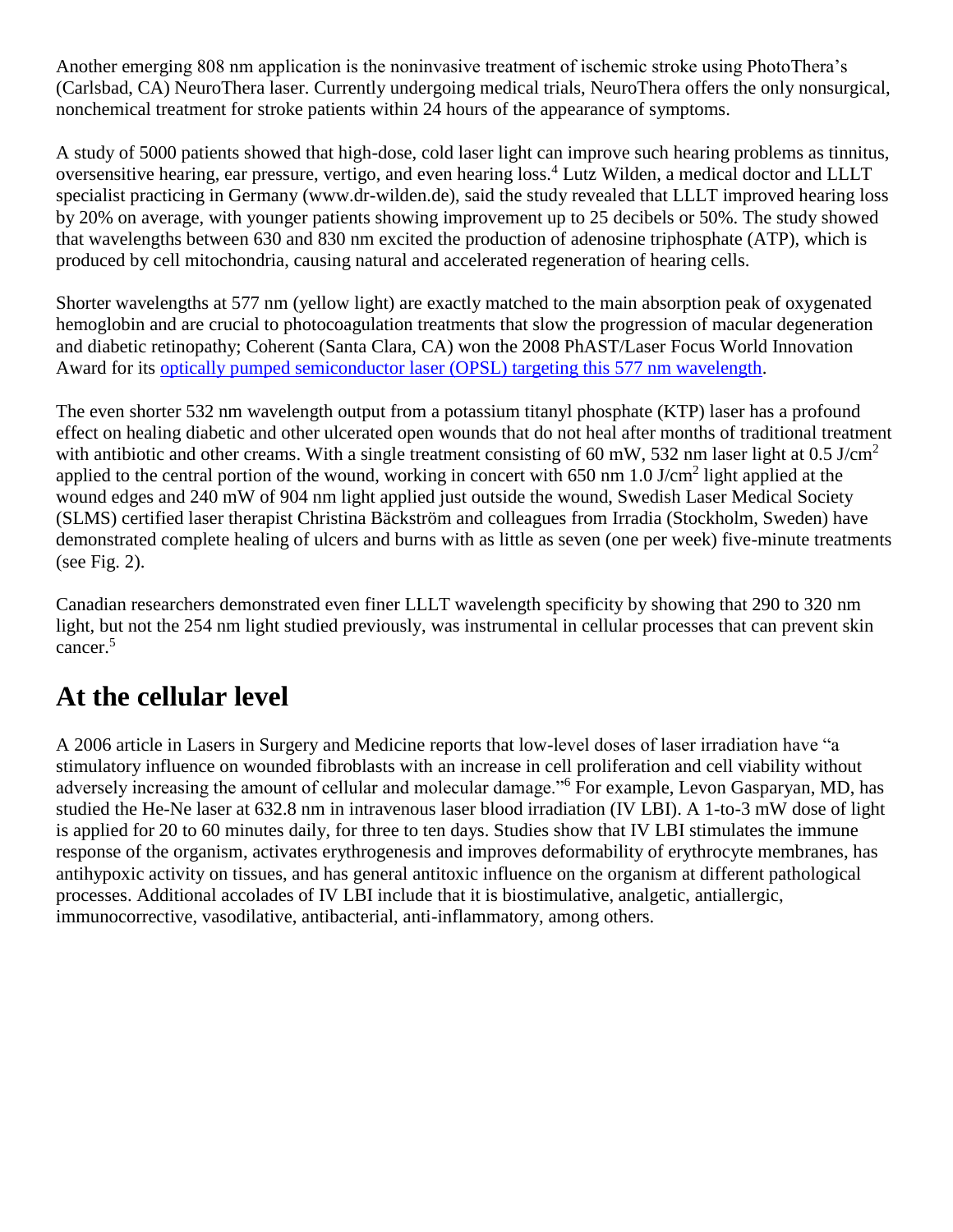Another emerging 808 nm application is the noninvasive treatment of ischemic stroke using PhotoThera's (Carlsbad, CA) NeuroThera laser. Currently undergoing medical trials, NeuroThera offers the only nonsurgical, nonchemical treatment for stroke patients within 24 hours of the appearance of symptoms.

A study of 5000 patients showed that high-dose, cold laser light can improve such hearing problems as tinnitus, oversensitive hearing, ear pressure, vertigo, and even hearing loss.[4] Lutz Wilden, a medical doctor and LLLT specialist practicing in Germany (www.dr-wilden.de), said the study revealed that LLLT improved hearing loss by 20% on average, with younger patients showing improvement up to 25 decibels or 50%. The study showed that wavelengths between 630 and 830 nm excited the production of adenosine triphosphate (ATP), which is produced by cell mitochondria, causing natural and accelerated regeneration of hearing cells.

Shorter wavelengths at 577 nm (yellow light) are exactly matched to the main absorption peak of oxygenated hemoglobin and are crucial to photocoagulation treatments that slow the progression of macular degeneration and diabetic retinopathy; Coherent (Santa Clara, CA) won the 2008 PhAST/Laser Focus World Innovation Award for its optically pumped semiconductor laser (OPSL) targeting this 577 nm wavelength.

The even shorter 532 nm wavelength output from a potassium titanyl phosphate (KTP) laser has a profound effect on healing diabetic and other ulcerated open wounds that do not heal after months of traditional treatment with antibiotic and other creams. With a single treatment consisting of 60 mW, 532 nm laser light at 0.5 J/cm$^2$ applied to the central portion of the wound, working in concert with 650 nm 1.0 J/cm$^2$ light applied at the wound edges and 240 mW of 904 nm light applied just outside the wound, Swedish Laser Medical Society (SLMS) certified laser therapist Christina Bäckström and colleagues from Irradia (Stockholm, Sweden) have demonstrated complete healing of ulcers and burns with as little as seven (one per week) five-minute treatments (see Fig. 2).

Canadian researchers demonstrated even finer LLLT wavelength specificity by showing that 290 to 320 nm light, but not the 254 nm light studied previously, was instrumental in cellular processes that can prevent skin cancer.[5]

## At the cellular level

A 2006 article in Lasers in Surgery and Medicine reports that low-level doses of laser irradiation have "a stimulatory influence on wounded fibroblasts with an increase in cell proliferation and cell viability without adversely increasing the amount of cellular and molecular damage."[6] For example, Levon Gasparyan, MD, has studied the He-Ne laser at 632.8 nm in intravenous laser blood irradiation (IV LBI). A 1-to-3 mW dose of light is applied for 20 to 60 minutes daily, for three to ten days. Studies show that IV LBI stimulates the immune response of the organism, activates erythrogenesis and improves deformability of erythrocyte membranes, has antihypoxic activity on tissues, and has general antitoxic influence on the organism at different pathological processes. Additional accolades of IV LBI include that it is biostimulative, analgetic, antiallergic, immunocorrective, vasodilative, antibacterial, anti-inflammatory, among others.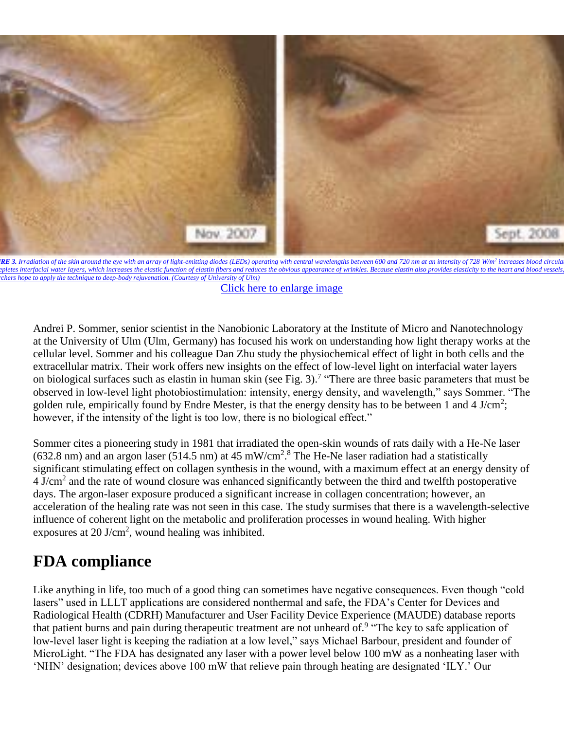*RE 3. Irradiation of the skin around the eye with an array of light-emitting diodes (LEDs) operating with central wavelengths between 600 and 720 nm at an intensity of 728 W/m$^2$ increases blood circula*
*epletes interfacial water layers, which increases the elastic function of elastin fibers and reduces the obvious appearance of wrinkles. Because elastin also provides elasticity to the heart and blood vessels,*
*chers hope to apply the technique to deep-body rejuvenation. (Courtesy of University of Ulm)*

Click here to enlarge image

Andrei P. Sommer, senior scientist in the Nanobionic Laboratory at the Institute of Micro and Nanotechnology at the University of Ulm (Ulm, Germany) has focused his work on understanding how light therapy works at the cellular level. Sommer and his colleague Dan Zhu study the physiochemical effect of light in both cells and the extracellular matrix. Their work offers new insights on the effect of low-level light on interfacial water layers on biological surfaces such as elastin in human skin (see Fig. 3).[7] "There are three basic parameters that must be observed in low-level light photobiostimulation: intensity, energy density, and wavelength," says Sommer. "The golden rule, empirically found by Endre Mester, is that the energy density has to be between 1 and 4 J/cm$^2$; however, if the intensity of the light is too low, there is no biological effect."

Sommer cites a pioneering study in 1981 that irradiated the open-skin wounds of rats daily with a He-Ne laser (632.8 nm) and an argon laser (514.5 nm) at 45 mW/cm$^2$.[8] The He-Ne laser radiation had a statistically significant stimulating effect on collagen synthesis in the wound, with a maximum effect at an energy density of 4 J/cm$^2$ and the rate of wound closure was enhanced significantly between the third and twelfth postoperative days. The argon-laser exposure produced a significant increase in collagen concentration; however, an acceleration of the healing rate was not seen in this case. The study surmises that there is a wavelength-selective influence of coherent light on the metabolic and proliferation processes in wound healing. With higher exposures at 20 J/cm$^2$, wound healing was inhibited.

## FDA compliance

Like anything in life, too much of a good thing can sometimes have negative consequences. Even though "cold lasers" used in LLLT applications are considered nonthermal and safe, the FDA's Center for Devices and Radiological Health (CDRH) Manufacturer and User Facility Device Experience (MAUDE) database reports that patient burns and pain during therapeutic treatment are not unheard of.[9] "The key to safe application of low-level laser light is keeping the radiation at a low level," says Michael Barbour, president and founder of MicroLight. "The FDA has designated any laser with a power level below 100 mW as a nonheating laser with 'NHN' designation; devices above 100 mW that relieve pain through heating are designated 'ILY.' Our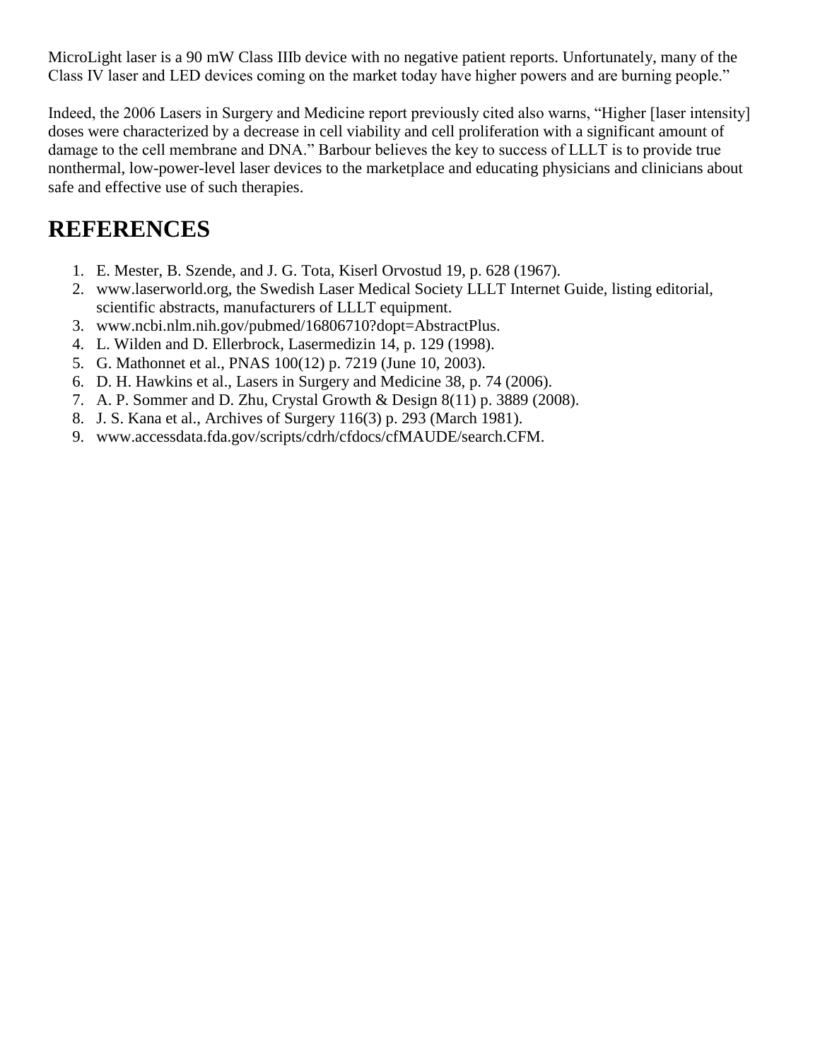MicroLight laser is a 90 mW Class IIIb device with no negative patient reports. Unfortunately, many of the Class IV laser and LED devices coming on the market today have higher powers and are burning people."

Indeed, the 2006 Lasers in Surgery and Medicine report previously cited also warns, "Higher [laser intensity] doses were characterized by a decrease in cell viability and cell proliferation with a significant amount of damage to the cell membrane and DNA." Barbour believes the key to success of LLLT is to provide true nonthermal, low-power-level laser devices to the marketplace and educating physicians and clinicians about safe and effective use of such therapies.

# REFERENCES

1. E. Mester, B. Szende, and J. G. Tota, Kiserl Orvostud 19, p. 628 (1967).
2. www.laserworld.org, the Swedish Laser Medical Society LLLT Internet Guide, listing editorial, scientific abstracts, manufacturers of LLLT equipment.
3. www.ncbi.nlm.nih.gov/pubmed/16806710?dopt=AbstractPlus.
4. L. Wilden and D. Ellerbrock, Lasermedizin 14, p. 129 (1998).
5. G. Mathonnet et al., PNAS 100(12) p. 7219 (June 10, 2003).
6. D. H. Hawkins et al., Lasers in Surgery and Medicine 38, p. 74 (2006).
7. A. P. Sommer and D. Zhu, Crystal Growth & Design 8(11) p. 3889 (2008).
8. J. S. Kana et al., Archives of Surgery 116(3) p. 293 (March 1981).
9. www.accessdata.fda.gov/scripts/cdrh/cfdocs/cfMAUDE/search.CFM.